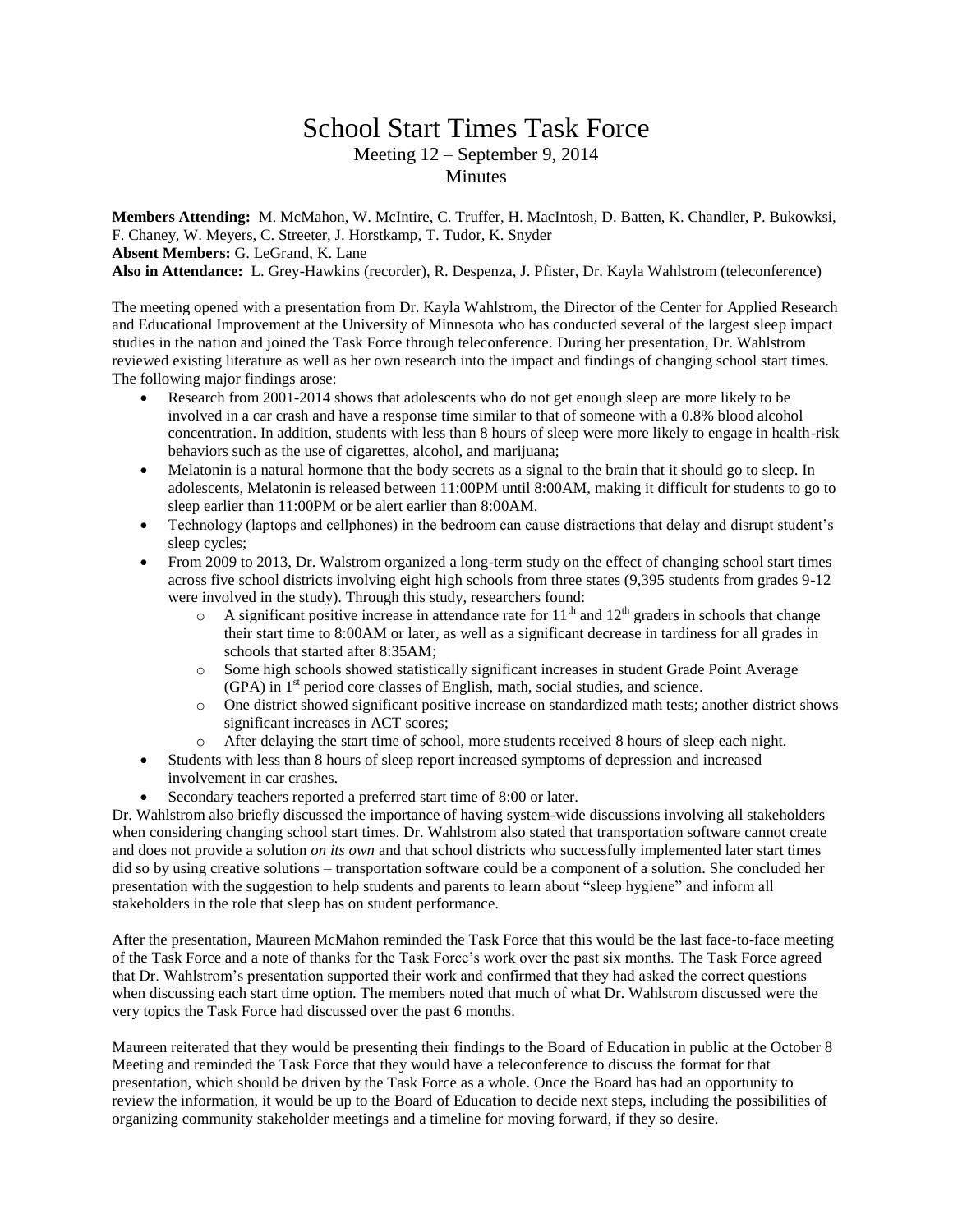# School Start Times Task Force

Meeting 12 – September 9, 2014

Minutes

**Members Attending:** M. McMahon, W. McIntire, C. Truffer, H. MacIntosh, D. Batten, K. Chandler, P. Bukowksi, F. Chaney, W. Meyers, C. Streeter, J. Horstkamp, T. Tudor, K. Snyder
**Absent Members:** G. LeGrand, K. Lane
**Also in Attendance:** L. Grey-Hawkins (recorder), R. Despenza, J. Pfister, Dr. Kayla Wahlstrom (teleconference)

The meeting opened with a presentation from Dr. Kayla Wahlstrom, the Director of the Center for Applied Research and Educational Improvement at the University of Minnesota who has conducted several of the largest sleep impact studies in the nation and joined the Task Force through teleconference. During her presentation, Dr. Wahlstrom reviewed existing literature as well as her own research into the impact and findings of changing school start times. The following major findings arose:

- Research from 2001-2014 shows that adolescents who do not get enough sleep are more likely to be involved in a car crash and have a response time similar to that of someone with a 0.8% blood alcohol concentration. In addition, students with less than 8 hours of sleep were more likely to engage in health-risk behaviors such as the use of cigarettes, alcohol, and marijuana;
- Melatonin is a natural hormone that the body secrets as a signal to the brain that it should go to sleep. In adolescents, Melatonin is released between 11:00PM until 8:00AM, making it difficult for students to go to sleep earlier than 11:00PM or be alert earlier than 8:00AM.
- Technology (laptops and cellphones) in the bedroom can cause distractions that delay and disrupt student's sleep cycles;
- From 2009 to 2013, Dr. Walstrom organized a long-term study on the effect of changing school start times across five school districts involving eight high schools from three states (9,395 students from grades 9-12 were involved in the study). Through this study, researchers found:
  - A significant positive increase in attendance rate for 11th and 12th graders in schools that change their start time to 8:00AM or later, as well as a significant decrease in tardiness for all grades in schools that started after 8:35AM;
  - Some high schools showed statistically significant increases in student Grade Point Average (GPA) in 1st period core classes of English, math, social studies, and science.
  - One district showed significant positive increase on standardized math tests; another district shows significant increases in ACT scores;
  - After delaying the start time of school, more students received 8 hours of sleep each night.
- Students with less than 8 hours of sleep report increased symptoms of depression and increased involvement in car crashes.
- Secondary teachers reported a preferred start time of 8:00 or later.

Dr. Wahlstrom also briefly discussed the importance of having system-wide discussions involving all stakeholders when considering changing school start times. Dr. Wahlstrom also stated that transportation software cannot create and does not provide a solution *on its own* and that school districts who successfully implemented later start times did so by using creative solutions – transportation software could be a component of a solution. She concluded her presentation with the suggestion to help students and parents to learn about "sleep hygiene" and inform all stakeholders in the role that sleep has on student performance.

After the presentation, Maureen McMahon reminded the Task Force that this would be the last face-to-face meeting of the Task Force and a note of thanks for the Task Force's work over the past six months. The Task Force agreed that Dr. Wahlstrom's presentation supported their work and confirmed that they had asked the correct questions when discussing each start time option. The members noted that much of what Dr. Wahlstrom discussed were the very topics the Task Force had discussed over the past 6 months.

Maureen reiterated that they would be presenting their findings to the Board of Education in public at the October 8 Meeting and reminded the Task Force that they would have a teleconference to discuss the format for that presentation, which should be driven by the Task Force as a whole. Once the Board has had an opportunity to review the information, it would be up to the Board of Education to decide next steps, including the possibilities of organizing community stakeholder meetings and a timeline for moving forward, if they so desire.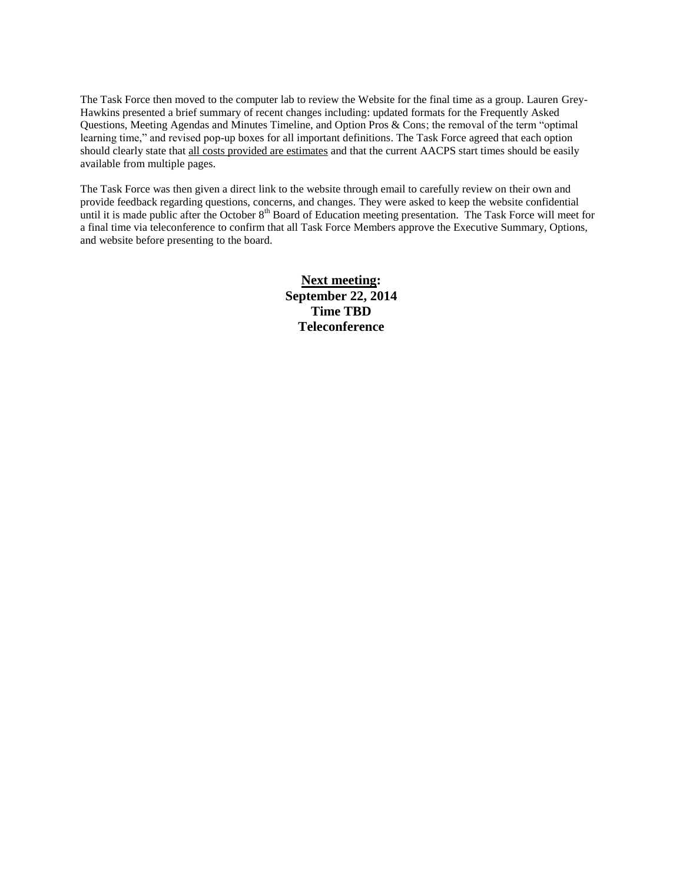The Task Force then moved to the computer lab to review the Website for the final time as a group. Lauren Grey-Hawkins presented a brief summary of recent changes including: updated formats for the Frequently Asked Questions, Meeting Agendas and Minutes Timeline, and Option Pros & Cons; the removal of the term "optimal learning time," and revised pop-up boxes for all important definitions. The Task Force agreed that each option should clearly state that <u>all costs provided are estimates</u> and that the current AACPS start times should be easily available from multiple pages.

The Task Force was then given a direct link to the website through email to carefully review on their own and provide feedback regarding questions, concerns, and changes. They were asked to keep the website confidential until it is made public after the October 8th Board of Education meeting presentation. The Task Force will meet for a final time via teleconference to confirm that all Task Force Members approve the Executive Summary, Options, and website before presenting to the board.

**<u>Next meeting</u>:**
**September 22, 2014**
**Time TBD**
**Teleconference**